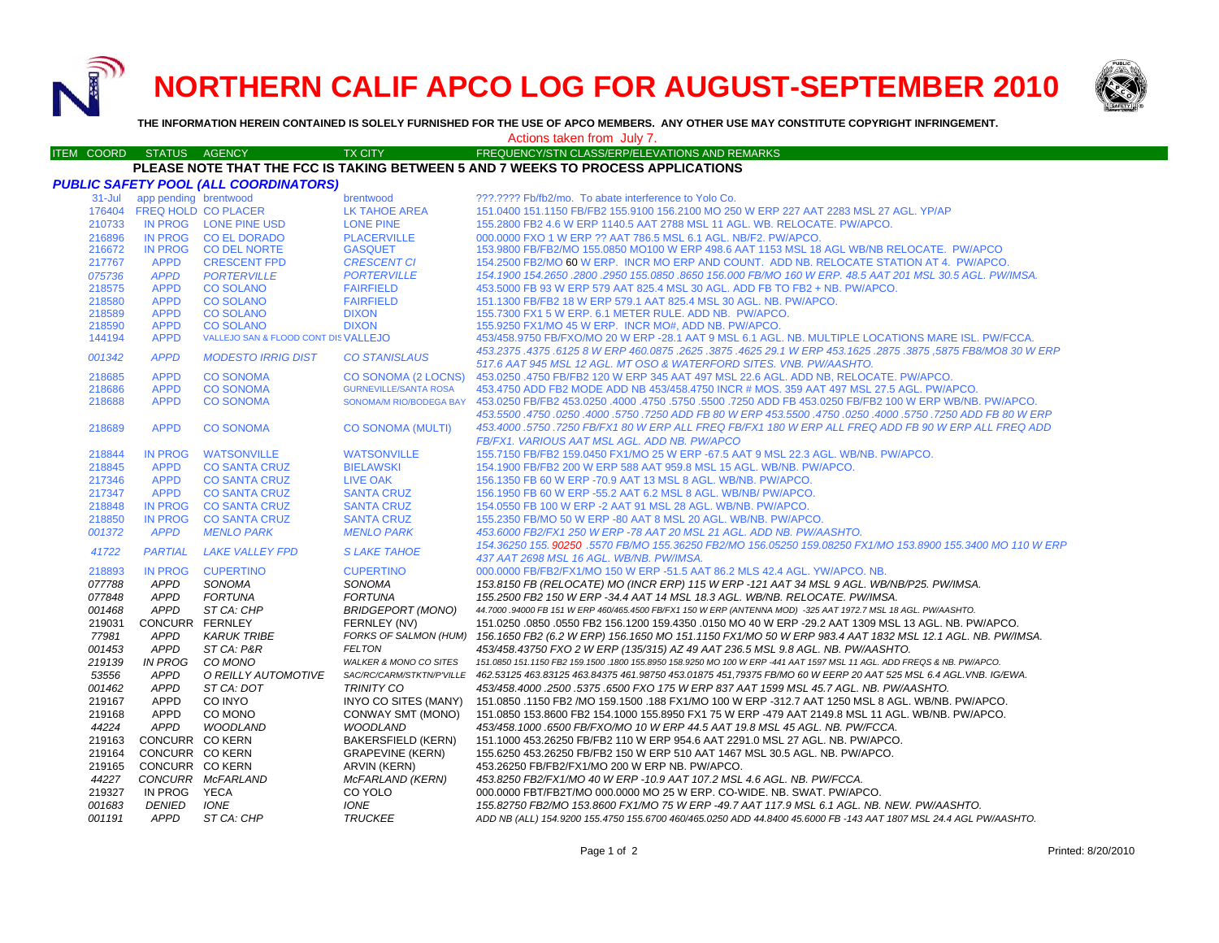# NORTHERN CALIF APCO LOG FOR AUGUST-SEPTEMBER 2010

**THE INFORMATION HEREIN CONTAINED IS SOLELY FURNISHED FOR THE USE OF APCO MEMBERS. ANY OTHER USE MAY CONSTITUTE COPYRIGHT INFRINGEMENT.**

Actions taken from July 7.

| ITEM COORD | STATUS | AGENCY | TX CITY | FREQUENCY/STN CLASS/ERP/ELEVATIONS AND REMARKS |
|---|---|---|---|---|

**PLEASE NOTE THAT THE FCC IS TAKING BETWEEN 5 AND 7 WEEKS TO PROCESS APPLICATIONS**

### *PUBLIC SAFETY POOL (ALL COORDINATORS)*

| ITEM COORD | STATUS | AGENCY | TX CITY | FREQUENCY/STN CLASS/ERP/ELEVATIONS AND REMARKS |
|---|---|---|---|---|
| 31-Jul | app pending | brentwood | brentwood | ???.???? Fb/fb2/mo. To abate interference to Yolo Co. |
| 176404 | FREQ HOLD | CO PLACER | LK TAHOE AREA | 151.0400 151.1150 FB/FB2 155.9100 156.2100 MO 250 W ERP 227 AAT 2283 MSL 27 AGL. YP/AP |
| 210733 | IN PROG | LONE PINE USD | LONE PINE | 155.2800 FB2 4.6 W ERP 1140.5 AAT 2788 MSL 11 AGL. WB. RELOCATE. PW/APCO. |
| 216896 | IN PROG | CO EL DORADO | PLACERVILLE | 000.0000 FXO 1 W ERP ?? AAT 786.5 MSL 6.1 AGL. NB/F2. PW/APCO. |
| 216672 | IN PROG | CO DEL NORTE | GASQUET | 153.9800 FB/FB2/MO 155.0850 MO100 W ERP 498.6 AAT 1153 MSL 18 AGL WB/NB RELOCATE. PW/APCO |
| 217767 | APPD | CRESCENT FPD | *CRESCENT CI* | 154.2500 FB2/MO 60 W ERP. INCR MO ERP AND COUNT. ADD NB. RELOCATE STATION AT 4. PW/APCO. |
| *075736* | *APPD* | *PORTERVILLE* | *PORTERVILLE* | *154.1900 154.2650 .2800 .2950 155.0850 .8650 156.000 FB/MO 160 W ERP. 48.5 AAT 201 MSL 30.5 AGL. PW/IMSA.* |
| 218575 | APPD | CO SOLANO | FAIRFIELD | 453.5000 FB 93 W ERP 579 AAT 825.4 MSL 30 AGL. ADD FB TO FB2 + NB. PW/APCO. |
| 218580 | APPD | CO SOLANO | FAIRFIELD | 151.1300 FB/FB2 18 W ERP 579.1 AAT 825.4 MSL 30 AGL. NB. PW/APCO. |
| 218589 | APPD | CO SOLANO | DIXON | 155.7300 FX1 5 W ERP. 6.1 METER RULE. ADD NB. PW/APCO. |
| 218590 | APPD | CO SOLANO | DIXON | 155.9250 FX1/MO 45 W ERP. INCR MO#, ADD NB. PW/APCO. |
| 144194 | APPD | VALLEJO SAN & FLOOD CONT DIS | VALLEJO | 453/458.9750 FB/FXO/MO 20 W ERP -28.1 AAT 9 MSL 6.1 AGL. NB. MULTIPLE LOCATIONS MARE ISL. PW/FCCA. |
| *001342* | *APPD* | *MODESTO IRRIG DIST* | *CO STANISLAUS* | *453.2375 .4375 .6125 8 W ERP 460.0875 .2625 .3875 .4625 29.1 W ERP 453.1625 .2875 .3875 ,5875 FB8/MO8 30 W ERP 517.6 AAT 945 MSL 12 AGL. MT OSO & WATERFORD SITES. VNB. PW/AASHTO.* |
| 218685 | APPD | CO SONOMA | CO SONOMA (2 LOCNS) | 453.0250 .4750 FB/FB2 120 W ERP 345 AAT 497 MSL 22.6 AGL. ADD NB, RELOCATE. PW/APCO. |
| 218686 | APPD | CO SONOMA | GURNEVILLE/SANTA ROSA | 453.4750 ADD FB2 MODE ADD NB 453/458.4750 INCR # MOS. 359 AAT 497 MSL 27.5 AGL. PW/APCO. |
| 218688 | APPD | CO SONOMA | SONOMA/M RIO/BODEGA BAY | 453.0250 FB/FB2 453.0250 .4000 .4750 .5750 .5500 .7250 ADD FB 453.0250 FB/FB2 100 W ERP WB/NB. PW/APCO. |
| 218689 | APPD | CO SONOMA | CO SONOMA (MULTI) | *453.5500 .4750 .0250 .4000 .5750 .7250 ADD FB 80 W ERP 453.5500 .4750 .0250 .4000 .5750 .7250 ADD FB 80 W ERP 453.4000 .5750 .7250 FB/FX1 80 W ERP ALL FREQ FB/FX1 180 W ERP ALL FREQ ADD FB 90 W ERP ALL FREQ ADD FB/FX1. VARIOUS AAT MSL AGL. ADD NB. PW/APCO* |
| 218844 | IN PROG | WATSONVILLE | WATSONVILLE | 155.7150 FB/FB2 159.0450 FX1/MO 25 W ERP -67.5 AAT 9 MSL 22.3 AGL. WB/NB. PW/APCO. |
| 218845 | APPD | CO SANTA CRUZ | BIELAWSKI | 154.1900 FB/FB2 200 W ERP 588 AAT 959.8 MSL 15 AGL. WB/NB. PW/APCO. |
| 217346 | APPD | CO SANTA CRUZ | LIVE OAK | 156.1350 FB 60 W ERP -70.9 AAT 13 MSL 8 AGL. WB/NB. PW/APCO. |
| 217347 | APPD | CO SANTA CRUZ | SANTA CRUZ | 156.1950 FB 60 W ERP -55.2 AAT 6.2 MSL 8 AGL. WB/NB/ PW/APCO. |
| 218848 | IN PROG | CO SANTA CRUZ | SANTA CRUZ | 154.0550 FB 100 W ERP -2 AAT 91 MSL 28 AGL. WB/NB. PW/APCO. |
| 218850 | IN PROG | CO SANTA CRUZ | SANTA CRUZ | 155.2350 FB/MO 50 W ERP -80 AAT 8 MSL 20 AGL. WB/NB. PW/APCO. |
| *001372* | *APPD* | *MENLO PARK* | *MENLO PARK* | *453.6000 FB2/FX1 250 W ERP -78 AAT 20 MSL 21 AGL. ADD NB. PW/AASHTO.* |
| *41722* | *PARTIAL* | *LAKE VALLEY FPD* | *S LAKE TAHOE* | *154.36250 155. 90250 .5570 FB/MO 155.36250 FB2/MO 156.05250 159.08250 FX1/MO 153.8900 155.3400 MO 110 W ERP 437 AAT 2698 MSL 16 AGL. WB/NB. PW/IMSA.* |
| 218893 | IN PROG | CUPERTINO | CUPERTINO | 000.0000 FB/FB2/FX1/MO 150 W ERP -51.5 AAT 86.2 MLS 42.4 AGL. YW/APCO. NB. |
| *077788* | *APPD* | *SONOMA* | *SONOMA* | *153.8150 FB (RELOCATE) MO (INCR ERP) 115 W ERP -121 AAT 34 MSL 9 AGL. WB/NB/P25. PW/IMSA.* |
| *077848* | *APPD* | *FORTUNA* | *FORTUNA* | *155.2500 FB2 150 W ERP -34.4 AAT 14 MSL 18.3 AGL. WB/NB. RELOCATE. PW/IMSA.* |
| *001468* | *APPD* | *ST CA: CHP* | *BRIDGEPORT (MONO)* | *44.7000 .94000 FB 151 W ERP 460/465.4500 FB/FX1 150 W ERP (ANTENNA MOD) -325 AAT 1972.7 MSL 18 AGL. PW/AASHTO.* |
| 219031 | CONCURR | FERNLEY | FERNLEY (NV) | 151.0250 .0850 .0550 FB2 156.1200 159.4350 .0150 MO 40 W ERP -29.2 AAT 1309 MSL 13 AGL. NB. PW/APCO. |
| *77981* | *APPD* | *KARUK TRIBE* | *FORKS OF SALMON (HUM)* | *156.1650 FB2 (6.2 W ERP) 156.1650 MO 151.1150 FX1/MO 50 W ERP 983.4 AAT 1832 MSL 12.1 AGL. NB. PW/IMSA.* |
| *001453* | *APPD* | *ST CA: P&R* | *FELTON* | *453/458.43750 FXO 2 W ERP (135/315) AZ 49 AAT 236.5 MSL 9.8 AGL. NB. PW/AASHTO.* |
| *219139* | *IN PROG* | *CO MONO* | *WALKER & MONO CO SITES* | *151.0850 151.1150 FB2 159.1500 .1800 155.8950 158.9250 MO 100 W ERP -441 AAT 1597 MSL 11 AGL. ADD FREQS & NB. PW/APCO.* |
| *53556* | *APPD* | *O REILLY AUTOMOTIVE* | *SAC/RC/CARM/STKTN/P'VILLE* | *462.53125 463.83125 463.84375 461.98750 453.01875 451,79375 FB/MO 60 W EERP 20 AAT 525 MSL 6.4 AGL.VNB. IG/EWA.* |
| *001462* | *APPD* | *ST CA: DOT* | *TRINITY CO* | *453/458.4000 .2500 .5375 .6500 FXO 175 W ERP 837 AAT 1599 MSL 45.7 AGL. NB. PW/AASHTO.* |
| 219167 | APPD | CO INYO | INYO CO SITES (MANY) | 151.0850 .1150 FB2 /MO 159.1500 .188 FX1/MO 100 W ERP -312.7 AAT 1250 MSL 8 AGL. WB/NB. PW/APCO. |
| 219168 | APPD | CO MONO | CONWAY SMT (MONO) | 151.0850 153.8600 FB2 154.1000 155.8950 FX1 75 W ERP -479 AAT 2149.8 MSL 11 AGL. WB/NB. PW/APCO. |
| *44224* | *APPD* | *WOODLAND* | *WOODLAND* | *453/458.1000 .6500 FB/FXO/MO 10 W ERP 44.5 AAT 19.8 MSL 45 AGL. NB. PW/FCCA.* |
| 219163 | CONCURR | CO KERN | BAKERSFIELD (KERN) | 151.1000 453.26250 FB/FB2 110 W ERP 954.6 AAT 2291.0 MSL 27 AGL. NB. PW/APCO. |
| 219164 | CONCURR | CO KERN | GRAPEVINE (KERN) | 155.6250 453.26250 FB/FB2 150 W ERP 510 AAT 1467 MSL 30.5 AGL. NB. PW/APCO. |
| 219165 | CONCURR | CO KERN | ARVIN (KERN) | 453.26250 FB/FB2/FX1/MO 200 W ERP NB. PW/APCO. |
| *44227* | *CONCURR* | *McFARLAND* | *McFARLAND (KERN)* | *453.8250 FB2/FX1/MO 40 W ERP -10.9 AAT 107.2 MSL 4.6 AGL. NB. PW/FCCA.* |
| 219327 | IN PROG | YECA | CO YOLO | 000.0000 FBT/FB2T/MO 000.0000 MO 25 W ERP. CO-WIDE. NB. SWAT. PW/APCO. |
| *001683* | *DENIED* | *IONE* | *IONE* | *155.82750 FB2/MO 153.8600 FX1/MO 75 W ERP -49.7 AAT 117.9 MSL 6.1 AGL. NB. NEW. PW/AASHTO.* |
| *001191* | *APPD* | *ST CA: CHP* | *TRUCKEE* | *ADD NB (ALL) 154.9200 155.4750 155.6700 460/465.0250 ADD 44.8400 45.6000 FB -143 AAT 1807 MSL 24.4 AGL PW/AASHTO.* |

Printed: 8/20/2010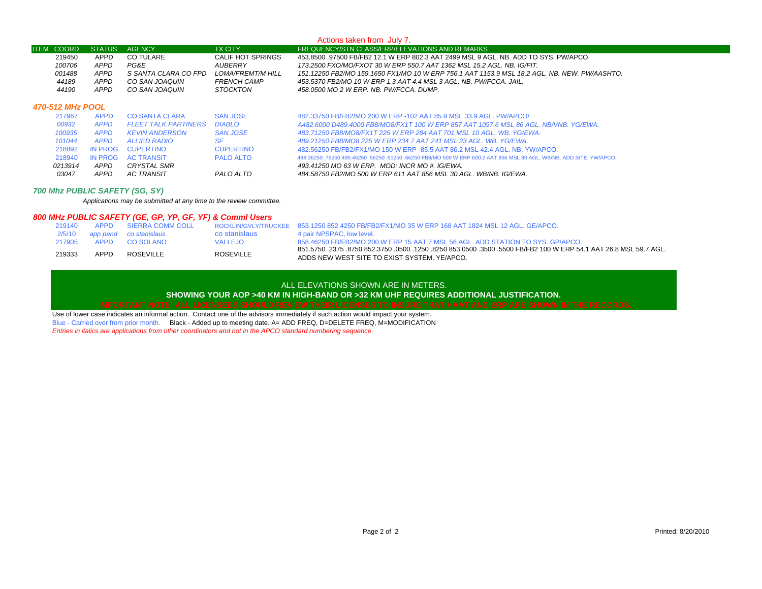Actions taken from July 7.

| ITEM | COORD | STATUS | AGENCY | TX CITY | FREQUENCY/STN CLASS/ERP/ELEVATIONS AND REMARKS |
|---|---|---|---|---|---|
| | 219450 | APPD | CO TULARE | CALIF HOT SPRINGS | 453.8500 .97500 FB/FB2 12.1 W ERP 802.3 AAT 2499 MSL 9 AGL. NB. ADD TO SYS. PW/APCO. |
| | *100706* | *APPD* | *PG&E* | *AUBERRY* | *173.2500 FXO/MO/FXOT 30 W ERP 550.7 AAT 1362 MSL 15.2 AGL. NB. IG/FIT.* |
| | *001488* | *APPD* | *S SANTA CLARA CO FPD* | *LOMA/FREMT/M HILL* | *151.12250 FB2/MO 159.1650 FX1/MO 10 W ERP 756.1 AAT 1153.9 MSL 18.2 AGL. NB. NEW. PW/AASHTO.* |
| | *44189* | *APPD* | *CO SAN JOAQUIN* | *FRENCH CAMP* | *453.5370 FB2/MO 10 W ERP 1.3 AAT 4.4 MSL 3 AGL. NB. PW/FCCA. JAIL.* |
| | *44190* | *APPD* | *CO SAN JOAQUIN* | *STOCKTON* | *458.0500 MO 2 W ERP. NB. PW/FCCA. DUMP.* |

### *470-512 MHz POOL*

| ITEM | COORD | STATUS | AGENCY | TX CITY | FREQUENCY/STN CLASS/ERP/ELEVATIONS AND REMARKS |
|---|---|---|---|---|---|
| | 217967 | APPD | CO SANTA CLARA | SAN JOSE | 482.33750 FB/FB2/MO 200 W ERP -102 AAT 85.9 MSL 33.9 AGL. PW/APCO/ |
| | *00932* | *APPD* | *FLEET TALK PARTINERS* | *DIABLO* | *A482.6000 D489.4000 FB8/MO8/FX1T 100 W ERP 857 AAT 1097.6 MSL 86 AGL. NB/VNB. YG/EWA.* |
| | *100935* | *APPD* | *KEVIN ANDERSON* | *SAN JOSE* | *483.71250 FB8/MO8/FX1T 225 W ERP 284 AAT 701 MSL 10 AGL. WB. YG/EWA.* |
| | *101044* | *APPD* | *ALLIED RADIO* | *SF* | *489.21250 FB8/MO8 225 W ERP 234.7 AAT 241 MSL 23 AGL. WB. YG/EWA.* |
| | 218892 | IN PROG | CUPERTINO | CUPERTINO | 482.56250 FB/FB2/FX1/MO 150 W ERP -85.5 AAT 86.2 MSL 42.4 AGL. NB. YW/APCO. |
| | 218940 | IN PROG | AC TRANSIT | PALO ALTO | 488.36250 .76250 490.46250 .56250 .61250 .66250 FB8/MO 500 W ERP 600.2 AAT 856 MSL 30 AGL. WB/NB. ADD SITE. YW/APCO. |
| | *0213914* | *APPD* | *CRYSTAL SMR* | | *493.41250 MO 63 W ERP. MOD: INCR MO #. IG/EWA.* |
| | *03047* | *APPD* | *AC TRANSIT* | *PALO ALTO* | *484.58750 FB2/MO 500 W ERP 611 AAT 856 MSL 30 AGL. WB/NB. IG/EWA.* |

### *700 Mhz PUBLIC SAFETY (SG, SY)*

*Applications may be submitted at any time to the review committee.*

### *800 MHz PUBLIC SAFETY (GE, GP, YP, GF, YF) & Comml Users*

| ITEM | COORD | STATUS | AGENCY | TX CITY | FREQUENCY/STN CLASS/ERP/ELEVATIONS AND REMARKS |
|---|---|---|---|---|---|
| | 219140 | APPD | SIERRA COMM COLL | ROCKLIN/GVLY/TRUCKEE | 853.1250 852.4250 FB/FB2/FX1/MO 35 W ERP 168 AAT 1824 MSL 12 AGL. GE/APCO. |
| | 2/5/10 | app pend | co stanislaus | co stanislaus | 4 pair NPSPAC, low level. |
| | 217905 | APPD | CO SOLANO | VALLEJO | 858.46250 FB/FB2/MO 200 W ERP 15 AAT 7 MSL 56 AGL. ADD STATION TO SYS. GP/APCO. |
| | 219333 | APPD | ROSEVILLE | ROSEVILLE | 851.5750 .2375 .8750 852.3750 .0500 .1250 .8250 853.0500 .3500 .5500 FB/FB2 100 W ERP 54.1 AAT 26.8 MSL 59.7 AGL. ADDS NEW WEST SITE TO EXIST SYSTEM. YE/APCO. |

ALL ELEVATIONS SHOWN ARE IN METERS.

**SHOWING YOUR AOP >40 KM IN HIGH-BAND OR >32 KM UHF REQUIRES ADDITIONAL JUSTIFICATION.**

**IMPORTANT NOTE: ALL LICENSEES SHOULD REVIEW THEIR LICENSES TO INSURE THAT HAAT AND ERP ARE SHOWN IN THE RECORDS.**

Use of lower case indicates an informal action. Contact one of the advisors immediately if such action would impact your system.

Blue - Carried over from prior month. Black - Added up to meeting date. A= ADD FREQ, D=DELETE FREQ, M=MODIFICATION

*Entries in italics are applications from other coordinators and not in the APCO standard numbering sequence.*

Printed: 8/20/2010